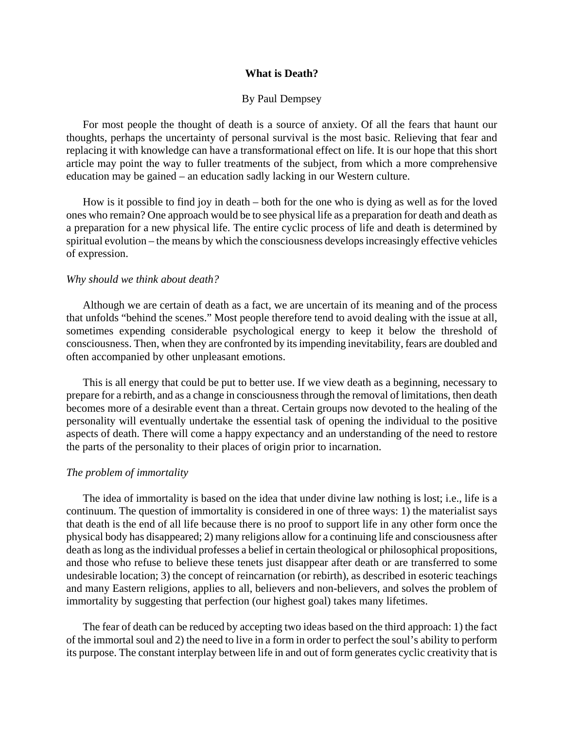# What is Death?

By Paul Dempsey

For most people the thought of death is a source of anxiety. Of all the fears that haunt our thoughts, perhaps the uncertainty of personal survival is the most basic. Relieving that fear and replacing it with knowledge can have a transformational effect on life. It is our hope that this short article may point the way to fuller treatments of the subject, from which a more comprehensive education may be gained – an education sadly lacking in our Western culture.

How is it possible to find joy in death – both for the one who is dying as well as for the loved ones who remain? One approach would be to see physical life as a preparation for death and death as a preparation for a new physical life. The entire cyclic process of life and death is determined by spiritual evolution – the means by which the consciousness develops increasingly effective vehicles of expression.

*Why should we think about death?*

Although we are certain of death as a fact, we are uncertain of its meaning and of the process that unfolds "behind the scenes." Most people therefore tend to avoid dealing with the issue at all, sometimes expending considerable psychological energy to keep it below the threshold of consciousness. Then, when they are confronted by its impending inevitability, fears are doubled and often accompanied by other unpleasant emotions.

This is all energy that could be put to better use. If we view death as a beginning, necessary to prepare for a rebirth, and as a change in consciousness through the removal of limitations, then death becomes more of a desirable event than a threat. Certain groups now devoted to the healing of the personality will eventually undertake the essential task of opening the individual to the positive aspects of death. There will come a happy expectancy and an understanding of the need to restore the parts of the personality to their places of origin prior to incarnation.

*The problem of immortality*

The idea of immortality is based on the idea that under divine law nothing is lost; i.e., life is a continuum. The question of immortality is considered in one of three ways: 1) the materialist says that death is the end of all life because there is no proof to support life in any other form once the physical body has disappeared; 2) many religions allow for a continuing life and consciousness after death as long as the individual professes a belief in certain theological or philosophical propositions, and those who refuse to believe these tenets just disappear after death or are transferred to some undesirable location; 3) the concept of reincarnation (or rebirth), as described in esoteric teachings and many Eastern religions, applies to all, believers and non-believers, and solves the problem of immortality by suggesting that perfection (our highest goal) takes many lifetimes.

The fear of death can be reduced by accepting two ideas based on the third approach: 1) the fact of the immortal soul and 2) the need to live in a form in order to perfect the soul's ability to perform its purpose. The constant interplay between life in and out of form generates cyclic creativity that is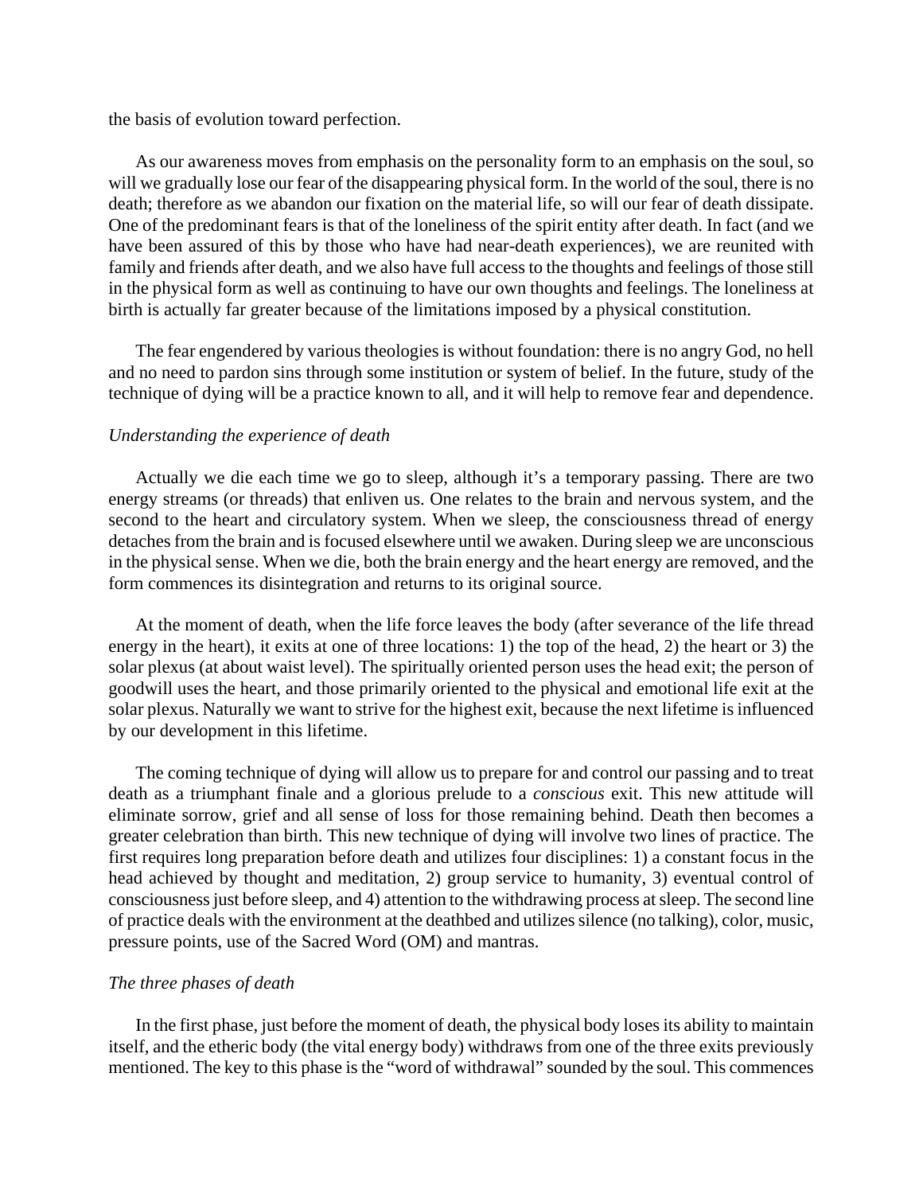the basis of evolution toward perfection.

As our awareness moves from emphasis on the personality form to an emphasis on the soul, so will we gradually lose our fear of the disappearing physical form. In the world of the soul, there is no death; therefore as we abandon our fixation on the material life, so will our fear of death dissipate. One of the predominant fears is that of the loneliness of the spirit entity after death. In fact (and we have been assured of this by those who have had near-death experiences), we are reunited with family and friends after death, and we also have full access to the thoughts and feelings of those still in the physical form as well as continuing to have our own thoughts and feelings. The loneliness at birth is actually far greater because of the limitations imposed by a physical constitution.

The fear engendered by various theologies is without foundation: there is no angry God, no hell and no need to pardon sins through some institution or system of belief. In the future, study of the technique of dying will be a practice known to all, and it will help to remove fear and dependence.

*Understanding the experience of death*

Actually we die each time we go to sleep, although it's a temporary passing. There are two energy streams (or threads) that enliven us. One relates to the brain and nervous system, and the second to the heart and circulatory system. When we sleep, the consciousness thread of energy detaches from the brain and is focused elsewhere until we awaken. During sleep we are unconscious in the physical sense. When we die, both the brain energy and the heart energy are removed, and the form commences its disintegration and returns to its original source.

At the moment of death, when the life force leaves the body (after severance of the life thread energy in the heart), it exits at one of three locations: 1) the top of the head, 2) the heart or 3) the solar plexus (at about waist level). The spiritually oriented person uses the head exit; the person of goodwill uses the heart, and those primarily oriented to the physical and emotional life exit at the solar plexus. Naturally we want to strive for the highest exit, because the next lifetime is influenced by our development in this lifetime.

The coming technique of dying will allow us to prepare for and control our passing and to treat death as a triumphant finale and a glorious prelude to a *conscious* exit. This new attitude will eliminate sorrow, grief and all sense of loss for those remaining behind. Death then becomes a greater celebration than birth. This new technique of dying will involve two lines of practice. The first requires long preparation before death and utilizes four disciplines: 1) a constant focus in the head achieved by thought and meditation, 2) group service to humanity, 3) eventual control of consciousness just before sleep, and 4) attention to the withdrawing process at sleep. The second line of practice deals with the environment at the deathbed and utilizes silence (no talking), color, music, pressure points, use of the Sacred Word (OM) and mantras.

*The three phases of death*

In the first phase, just before the moment of death, the physical body loses its ability to maintain itself, and the etheric body (the vital energy body) withdraws from one of the three exits previously mentioned. The key to this phase is the "word of withdrawal" sounded by the soul. This commences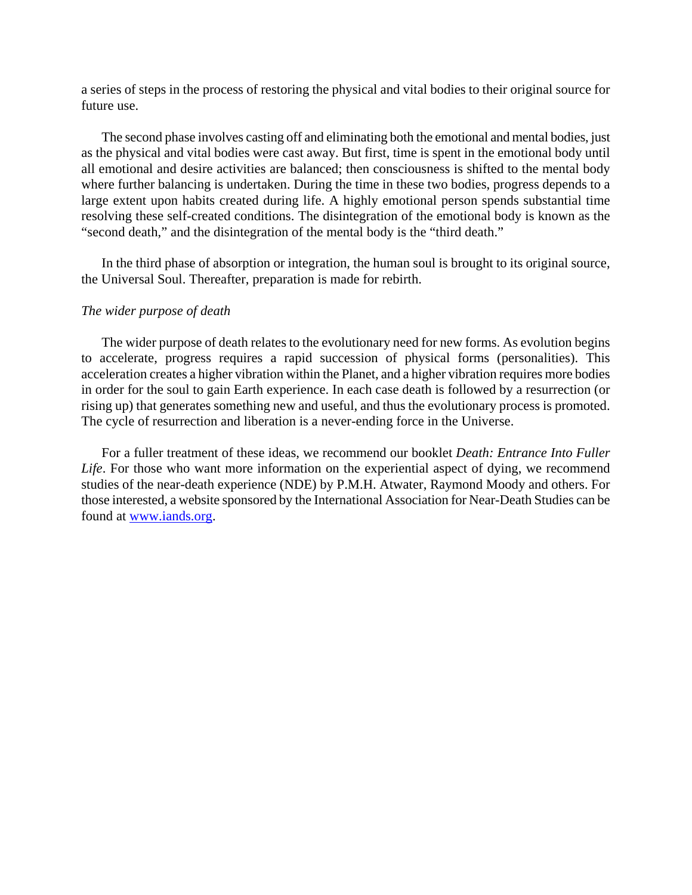a series of steps in the process of restoring the physical and vital bodies to their original source for future use.

The second phase involves casting off and eliminating both the emotional and mental bodies, just as the physical and vital bodies were cast away. But first, time is spent in the emotional body until all emotional and desire activities are balanced; then consciousness is shifted to the mental body where further balancing is undertaken. During the time in these two bodies, progress depends to a large extent upon habits created during life. A highly emotional person spends substantial time resolving these self-created conditions. The disintegration of the emotional body is known as the "second death," and the disintegration of the mental body is the "third death."

In the third phase of absorption or integration, the human soul is brought to its original source, the Universal Soul. Thereafter, preparation is made for rebirth.

*The wider purpose of death*

The wider purpose of death relates to the evolutionary need for new forms. As evolution begins to accelerate, progress requires a rapid succession of physical forms (personalities). This acceleration creates a higher vibration within the Planet, and a higher vibration requires more bodies in order for the soul to gain Earth experience. In each case death is followed by a resurrection (or rising up) that generates something new and useful, and thus the evolutionary process is promoted. The cycle of resurrection and liberation is a never-ending force in the Universe.

For a fuller treatment of these ideas, we recommend our booklet *Death: Entrance Into Fuller Life*. For those who want more information on the experiential aspect of dying, we recommend studies of the near-death experience (NDE) by P.M.H. Atwater, Raymond Moody and others. For those interested, a website sponsored by the International Association for Near-Death Studies can be found at [www.iands.org](http://www.iands.org).